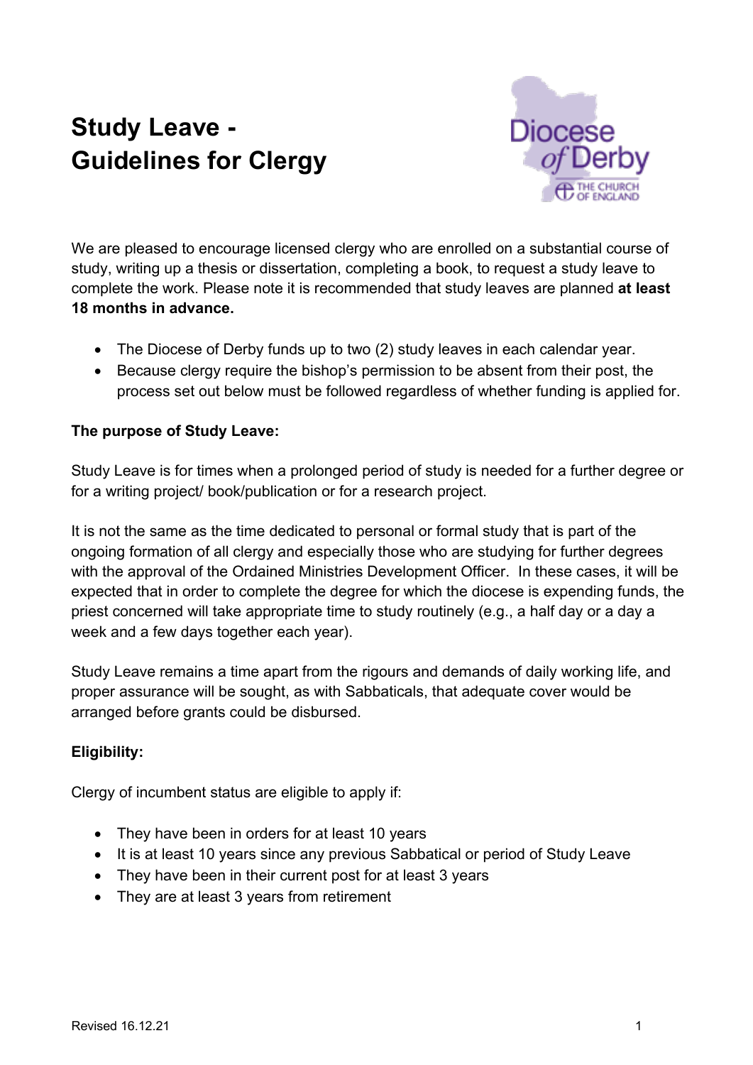# Study Leave - Guidelines for Clergy

We are pleased to encourage licensed clergy who are enrolled on a substantial course of study, writing up a thesis or dissertation, completing a book, to request a study leave to complete the work. Please note it is recommended that study leaves are planned **at least 18 months in advance.**

- The Diocese of Derby funds up to two (2) study leaves in each calendar year.
- Because clergy require the bishop's permission to be absent from their post, the process set out below must be followed regardless of whether funding is applied for.

**The purpose of Study Leave:**

Study Leave is for times when a prolonged period of study is needed for a further degree or for a writing project/ book/publication or for a research project.

It is not the same as the time dedicated to personal or formal study that is part of the ongoing formation of all clergy and especially those who are studying for further degrees with the approval of the Ordained Ministries Development Officer. In these cases, it will be expected that in order to complete the degree for which the diocese is expending funds, the priest concerned will take appropriate time to study routinely (e.g., a half day or a day a week and a few days together each year).

Study Leave remains a time apart from the rigours and demands of daily working life, and proper assurance will be sought, as with Sabbaticals, that adequate cover would be arranged before grants could be disbursed.

**Eligibility:**

Clergy of incumbent status are eligible to apply if:

- They have been in orders for at least 10 years
- It is at least 10 years since any previous Sabbatical or period of Study Leave
- They have been in their current post for at least 3 years
- They are at least 3 years from retirement

Revised 16.12.21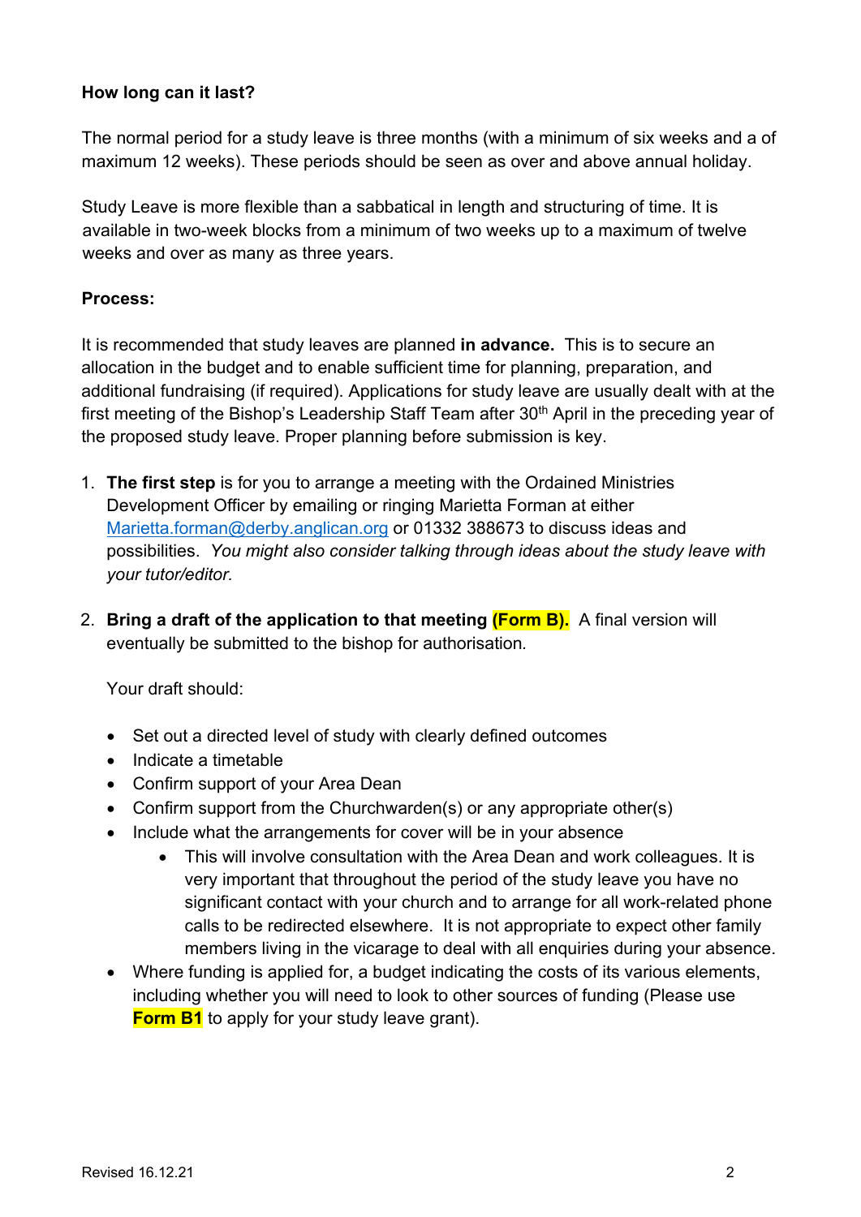**How long can it last?**

The normal period for a study leave is three months (with a minimum of six weeks and a of maximum 12 weeks). These periods should be seen as over and above annual holiday.

Study Leave is more flexible than a sabbatical in length and structuring of time. It is available in two-week blocks from a minimum of two weeks up to a maximum of twelve weeks and over as many as three years.

**Process:**

It is recommended that study leaves are planned **in advance.** This is to secure an allocation in the budget and to enable sufficient time for planning, preparation, and additional fundraising (if required). Applications for study leave are usually dealt with at the first meeting of the Bishop's Leadership Staff Team after 30th April in the preceding year of the proposed study leave. Proper planning before submission is key.

1. **The first step** is for you to arrange a meeting with the Ordained Ministries Development Officer by emailing or ringing Marietta Forman at either Marietta.forman@derby.anglican.org or 01332 388673 to discuss ideas and possibilities. *You might also consider talking through ideas about the study leave with your tutor/editor.*

2. **Bring a draft of the application to that meeting (Form B).** A final version will eventually be submitted to the bishop for authorisation.

   Your draft should:

- Set out a directed level of study with clearly defined outcomes
- Indicate a timetable
- Confirm support of your Area Dean
- Confirm support from the Churchwarden(s) or any appropriate other(s)
- Include what the arrangements for cover will be in your absence
    - This will involve consultation with the Area Dean and work colleagues. It is very important that throughout the period of the study leave you have no significant contact with your church and to arrange for all work-related phone calls to be redirected elsewhere. It is not appropriate to expect other family members living in the vicarage to deal with all enquiries during your absence.
- Where funding is applied for, a budget indicating the costs of its various elements, including whether you will need to look to other sources of funding (Please use **Form B1** to apply for your study leave grant).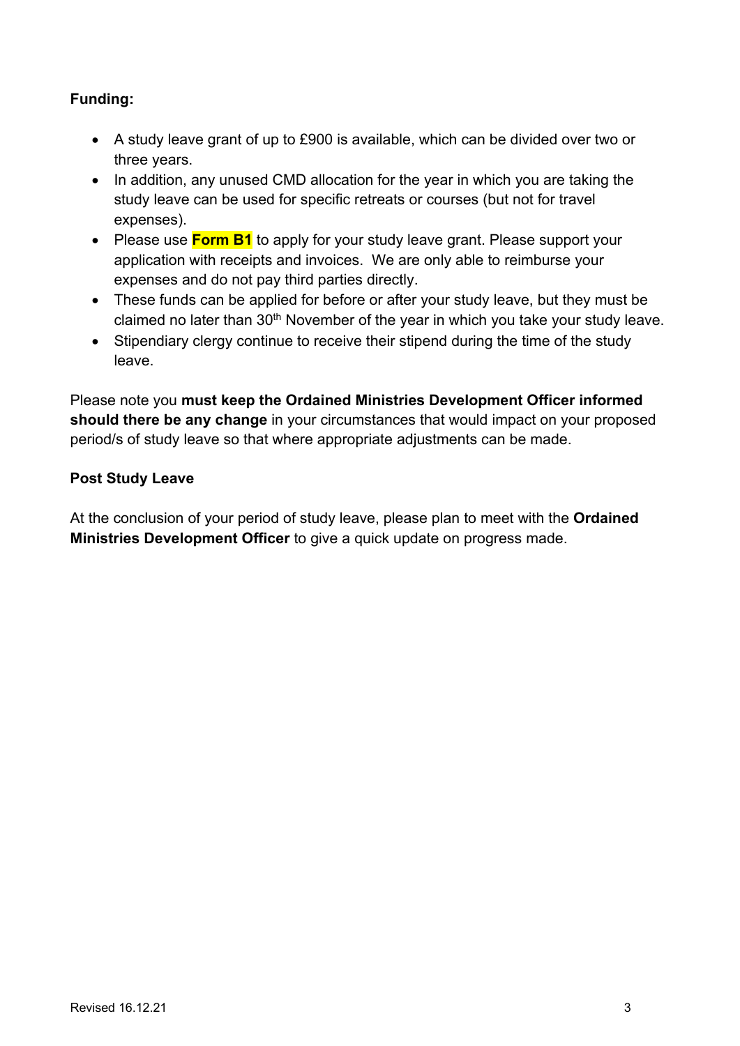**Funding:**

- A study leave grant of up to £900 is available, which can be divided over two or three years.
- In addition, any unused CMD allocation for the year in which you are taking the study leave can be used for specific retreats or courses (but not for travel expenses).
- Please use **Form B1** to apply for your study leave grant. Please support your application with receipts and invoices. We are only able to reimburse your expenses and do not pay third parties directly.
- These funds can be applied for before or after your study leave, but they must be claimed no later than 30th November of the year in which you take your study leave.
- Stipendiary clergy continue to receive their stipend during the time of the study leave.

Please note you **must keep the Ordained Ministries Development Officer informed should there be any change** in your circumstances that would impact on your proposed period/s of study leave so that where appropriate adjustments can be made.

**Post Study Leave**

At the conclusion of your period of study leave, please plan to meet with the **Ordained Ministries Development Officer** to give a quick update on progress made.

Revised 16.12.21